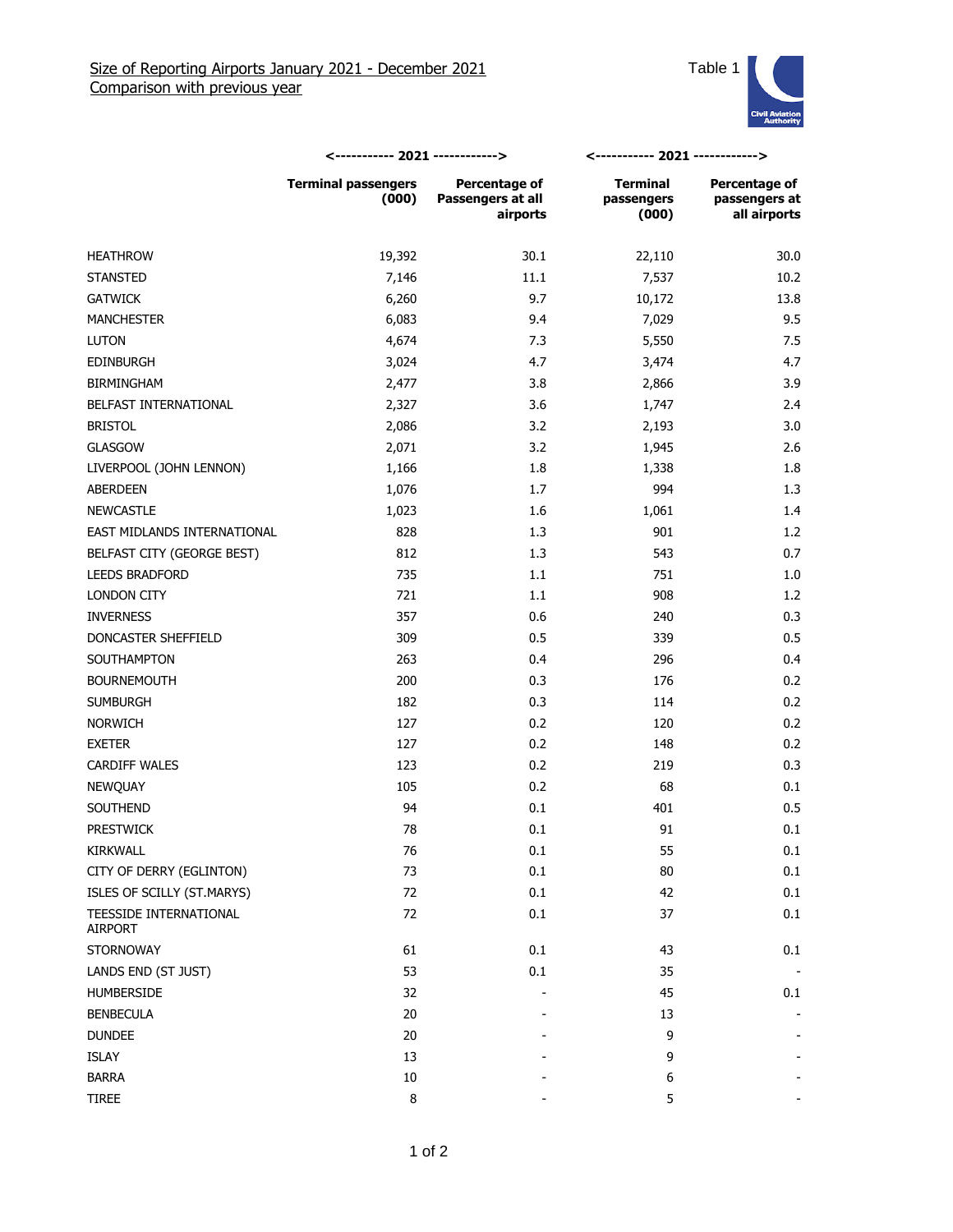Size of Reporting Airports January 2021 - December 2021
Comparison with previous year

Table 1

| | <----------- 2021 ------------> | | <----------- 2021 ------------> | |
|---|---|---|---|---|
| | **Terminal passengers (000)** | **Percentage of Passengers at all airports** | **Terminal passengers (000)** | **Percentage of passengers at all airports** |
| HEATHROW | 19,392 | 30.1 | 22,110 | 30.0 |
| STANSTED | 7,146 | 11.1 | 7,537 | 10.2 |
| GATWICK | 6,260 | 9.7 | 10,172 | 13.8 |
| MANCHESTER | 6,083 | 9.4 | 7,029 | 9.5 |
| LUTON | 4,674 | 7.3 | 5,550 | 7.5 |
| EDINBURGH | 3,024 | 4.7 | 3,474 | 4.7 |
| BIRMINGHAM | 2,477 | 3.8 | 2,866 | 3.9 |
| BELFAST INTERNATIONAL | 2,327 | 3.6 | 1,747 | 2.4 |
| BRISTOL | 2,086 | 3.2 | 2,193 | 3.0 |
| GLASGOW | 2,071 | 3.2 | 1,945 | 2.6 |
| LIVERPOOL (JOHN LENNON) | 1,166 | 1.8 | 1,338 | 1.8 |
| ABERDEEN | 1,076 | 1.7 | 994 | 1.3 |
| NEWCASTLE | 1,023 | 1.6 | 1,061 | 1.4 |
| EAST MIDLANDS INTERNATIONAL | 828 | 1.3 | 901 | 1.2 |
| BELFAST CITY (GEORGE BEST) | 812 | 1.3 | 543 | 0.7 |
| LEEDS BRADFORD | 735 | 1.1 | 751 | 1.0 |
| LONDON CITY | 721 | 1.1 | 908 | 1.2 |
| INVERNESS | 357 | 0.6 | 240 | 0.3 |
| DONCASTER SHEFFIELD | 309 | 0.5 | 339 | 0.5 |
| SOUTHAMPTON | 263 | 0.4 | 296 | 0.4 |
| BOURNEMOUTH | 200 | 0.3 | 176 | 0.2 |
| SUMBURGH | 182 | 0.3 | 114 | 0.2 |
| NORWICH | 127 | 0.2 | 120 | 0.2 |
| EXETER | 127 | 0.2 | 148 | 0.2 |
| CARDIFF WALES | 123 | 0.2 | 219 | 0.3 |
| NEWQUAY | 105 | 0.2 | 68 | 0.1 |
| SOUTHEND | 94 | 0.1 | 401 | 0.5 |
| PRESTWICK | 78 | 0.1 | 91 | 0.1 |
| KIRKWALL | 76 | 0.1 | 55 | 0.1 |
| CITY OF DERRY (EGLINTON) | 73 | 0.1 | 80 | 0.1 |
| ISLES OF SCILLY (ST.MARYS) | 72 | 0.1 | 42 | 0.1 |
| TEESSIDE INTERNATIONAL AIRPORT | 72 | 0.1 | 37 | 0.1 |
| STORNOWAY | 61 | 0.1 | 43 | 0.1 |
| LANDS END (ST JUST) | 53 | 0.1 | 35 | - |
| HUMBERSIDE | 32 | - | 45 | 0.1 |
| BENBECULA | 20 | - | 13 | - |
| DUNDEE | 20 | - | 9 | - |
| ISLAY | 13 | - | 9 | - |
| BARRA | 10 | - | 6 | - |
| TIREE | 8 | - | 5 | - |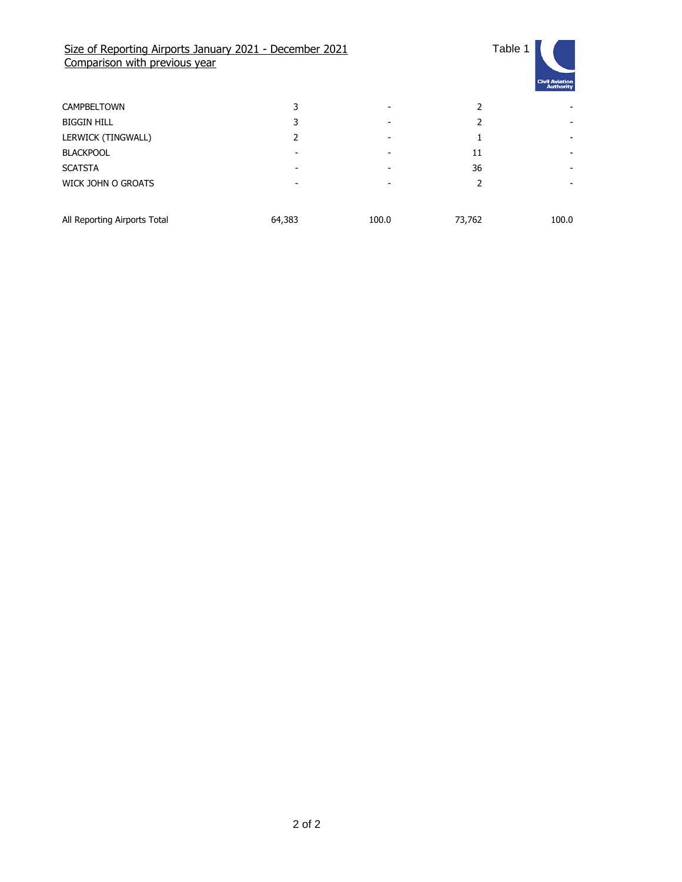Size of Reporting Airports January 2021 - December 2021
Comparison with previous year

Table 1

| | | | | |
|---|---|---|---|---|
| CAMPBELTOWN | 3 | - | 2 | - |
| BIGGIN HILL | 3 | - | 2 | - |
| LERWICK (TINGWALL) | 2 | - | 1 | - |
| BLACKPOOL | - | - | 11 | - |
| SCATSTA | - | - | 36 | - |
| WICK JOHN O GROATS | - | - | 2 | - |
| All Reporting Airports Total | 64,383 | 100.0 | 73,762 | 100.0 |